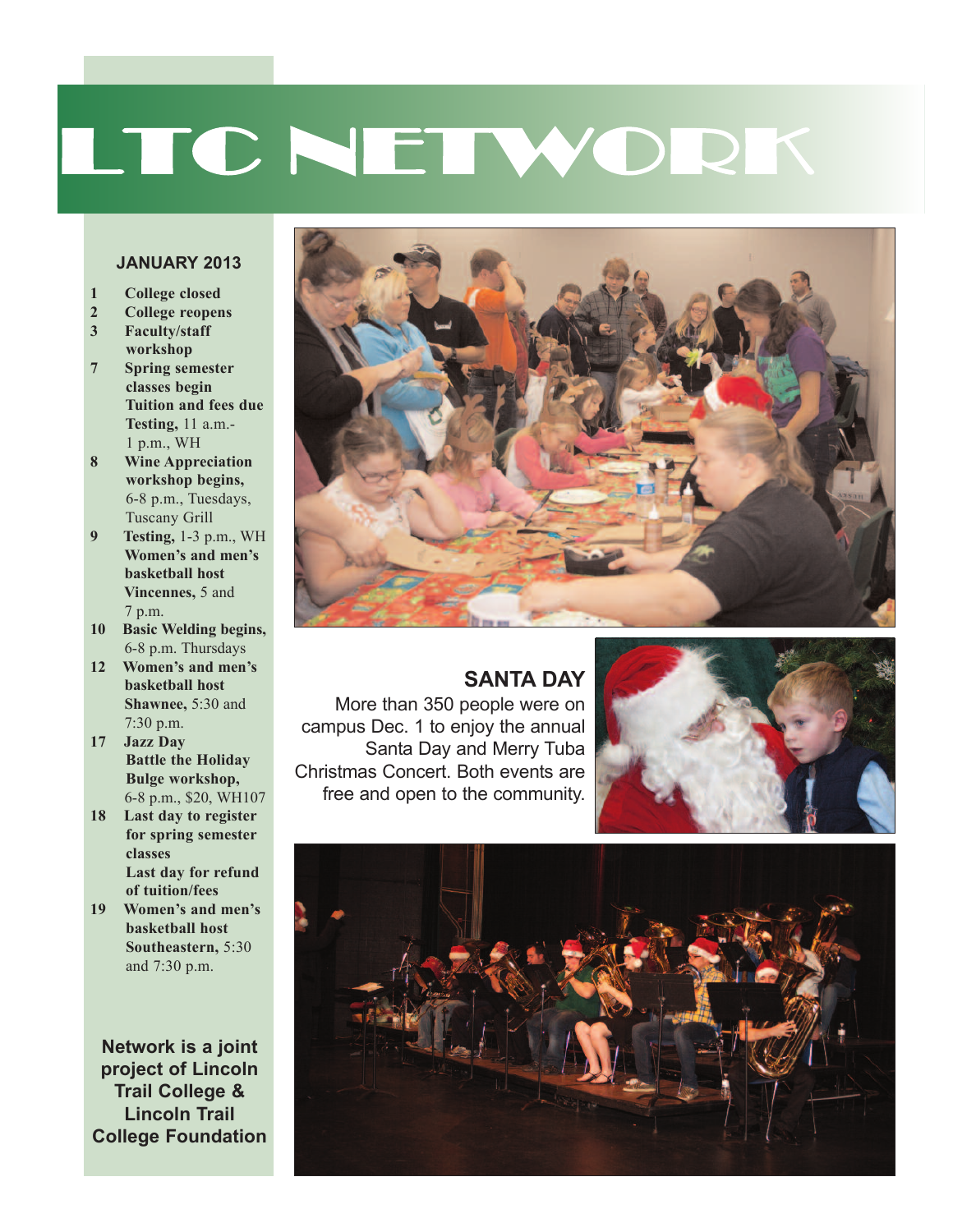# LTC NETWORK

## JANUARY 2013

- **1** **College closed**
- **2** **College reopens**
- **3** **Faculty/staff workshop**
- **7** **Spring semester classes begin**
  **Tuition and fees due**
  **Testing,** 11 a.m.-1 p.m., WH
- **8** **Wine Appreciation workshop begins,** 6-8 p.m., Tuesdays, Tuscany Grill
- **9** **Testing,** 1-3 p.m., WH
  **Women's and men's basketball host Vincennes,** 5 and 7 p.m.
- **10** **Basic Welding begins,** 6-8 p.m. Thursdays
- **12** **Women's and men's basketball host Shawnee,** 5:30 and 7:30 p.m.
- **17** **Jazz Day**
  **Battle the Holiday Bulge workshop,** 6-8 p.m., $20, WH107
- **18** **Last day to register for spring semester classes**
  **Last day for refund of tuition/fees**
- **19** **Women's and men's basketball host Southeastern,** 5:30 and 7:30 p.m.

**Network is a joint project of Lincoln Trail College & Lincoln Trail College Foundation**

## SANTA DAY

More than 350 people were on campus Dec. 1 to enjoy the annual Santa Day and Merry Tuba Christmas Concert. Both events are free and open to the community.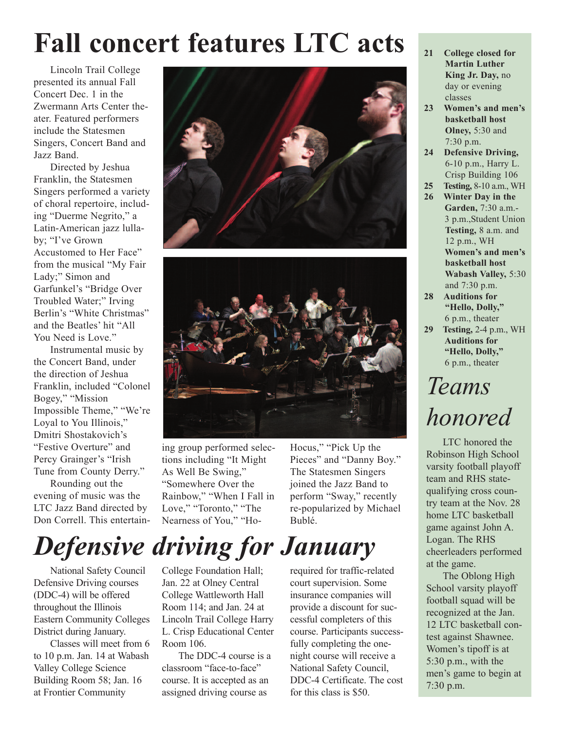# Fall concert features LTC acts

Lincoln Trail College presented its annual Fall Concert Dec. 1 in the Zwermann Arts Center theater. Featured performers include the Statesmen Singers, Concert Band and Jazz Band.

Directed by Jeshua Franklin, the Statesmen Singers performed a variety of choral repertoire, including "Duerme Negrito," a Latin-American jazz lullaby; "I've Grown Accustomed to Her Face" from the musical "My Fair Lady;" Simon and Garfunkel's "Bridge Over Troubled Water;" Irving Berlin's "White Christmas" and the Beatles' hit "All You Need is Love."

Instrumental music by the Concert Band, under the direction of Jeshua Franklin, included "Colonel Bogey," "Mission Impossible Theme," "We're Loyal to You Illinois," Dmitri Shostakovich's "Festive Overture" and Percy Grainger's "Irish Tune from County Derry."

Rounding out the evening of music was the LTC Jazz Band directed by Don Correll. This entertaining group performed selections including "It Might As Well Be Swing," "Somewhere Over the Rainbow," "When I Fall in Love," "Toronto," "The Nearness of You," "Hocus," "Pick Up the Pieces" and "Danny Boy." The Statesmen Singers joined the Jazz Band to perform "Sway," recently re-popularized by Michael Bublé.

# *Defensive driving for January*

National Safety Council Defensive Driving courses (DDC-4) will be offered throughout the Illinois Eastern Community Colleges District during January.

Classes will meet from 6 to 10 p.m. Jan. 14 at Wabash Valley College Science Building Room 58; Jan. 16 at Frontier Community College Foundation Hall; Jan. 22 at Olney Central College Wattleworth Hall Room 114; and Jan. 24 at Lincoln Trail College Harry L. Crisp Educational Center Room 106.

The DDC-4 course is a classroom "face-to-face" course. It is accepted as an assigned driving course as required for traffic-related court supervision. Some insurance companies will provide a discount for successful completers of this course. Participants successfully completing the one-night course will receive a National Safety Council, DDC-4 Certificate. The cost for this class is $50.

- **21** **College closed for Martin Luther King Jr. Day,** no day or evening classes
- **23** **Women's and men's basketball host Olney,** 5:30 and 7:30 p.m.
- **24** **Defensive Driving,** 6-10 p.m., Harry L. Crisp Building 106
- **25** **Testing,** 8-10 a.m., WH
- **26** **Winter Day in the Garden,** 7:30 a.m.-3 p.m.,Student Union
  **Testing,** 8 a.m. and 12 p.m., WH
  **Women's and men's basketball host Wabash Valley,** 5:30 and 7:30 p.m.
- **28** **Auditions for "Hello, Dolly,"** 6 p.m., theater
- **29** **Testing,** 2-4 p.m., WH
  **Auditions for "Hello, Dolly,"** 6 p.m., theater

## *Teams honored*

LTC honored the Robinson High School varsity football playoff team and RHS state-qualifying cross country team at the Nov. 28 home LTC basketball game against John A. Logan. The RHS cheerleaders performed at the game.

The Oblong High School varsity playoff football squad will be recognized at the Jan. 12 LTC basketball contest against Shawnee. Women's tipoff is at 5:30 p.m., with the men's game to begin at 7:30 p.m.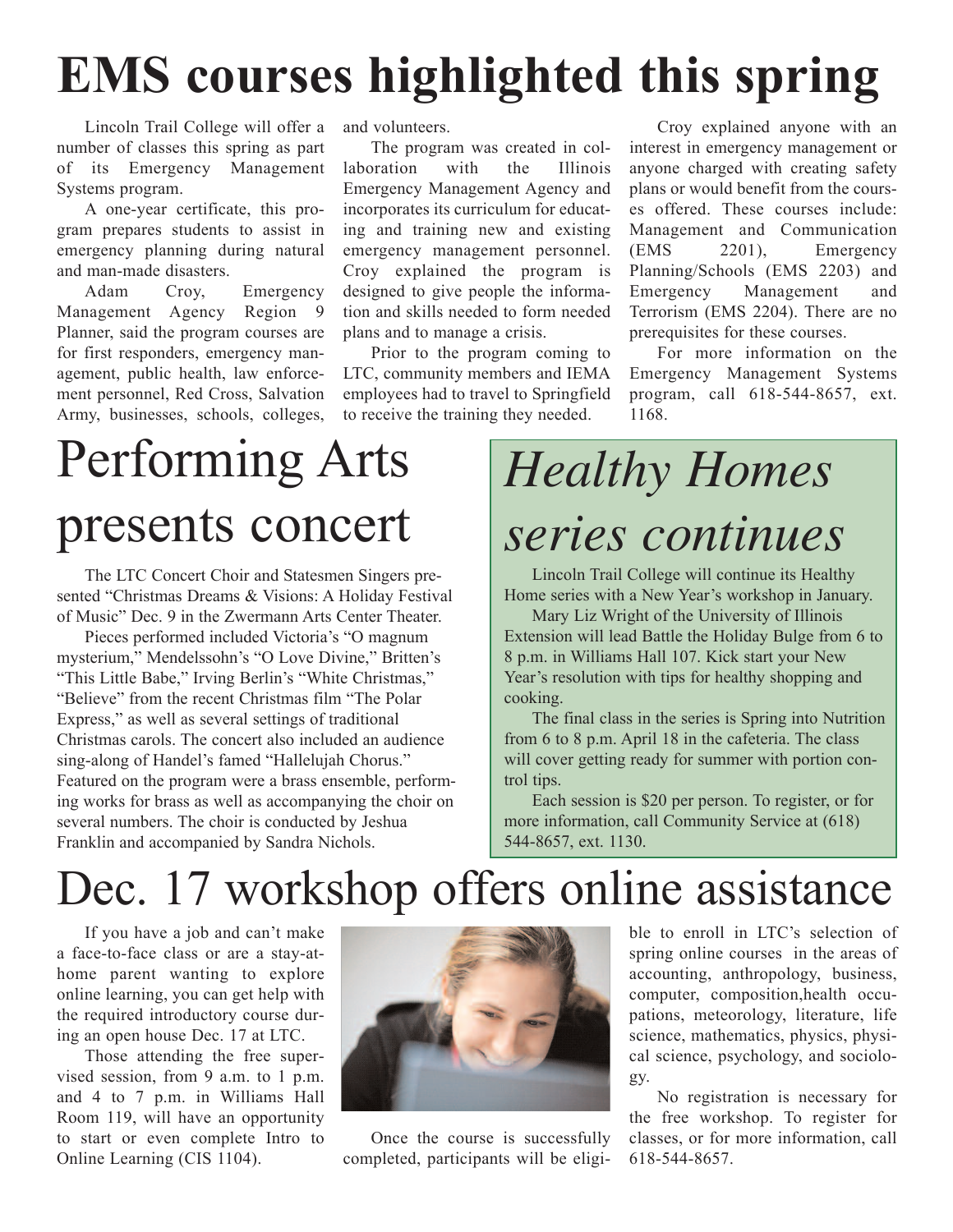# EMS courses highlighted this spring

Lincoln Trail College will offer a number of classes this spring as part of its Emergency Management Systems program.

A one-year certificate, this program prepares students to assist in emergency planning during natural and man-made disasters.

Adam Croy, Emergency Management Agency Region 9 Planner, said the program courses are for first responders, emergency management, public health, law enforcement personnel, Red Cross, Salvation Army, businesses, schools, colleges, and volunteers.

The program was created in collaboration with the Illinois Emergency Management Agency and incorporates its curriculum for educating and training new and existing emergency management personnel. Croy explained the program is designed to give people the information and skills needed to form needed plans and to manage a crisis.

Prior to the program coming to LTC, community members and IEMA employees had to travel to Springfield to receive the training they needed.

Croy explained anyone with an interest in emergency management or anyone charged with creating safety plans or would benefit from the courses offered. These courses include: Management and Communication (EMS 2201), Emergency Planning/Schools (EMS 2203) and Emergency Management and Terrorism (EMS 2204). There are no prerequisites for these courses.

For more information on the Emergency Management Systems program, call 618-544-8657, ext. 1168.

# Performing Arts presents concert

The LTC Concert Choir and Statesmen Singers presented "Christmas Dreams & Visions: A Holiday Festival of Music" Dec. 9 in the Zwermann Arts Center Theater.

Pieces performed included Victoria's "O magnum mysterium," Mendelssohn's "O Love Divine," Britten's "This Little Babe," Irving Berlin's "White Christmas," "Believe" from the recent Christmas film "The Polar Express," as well as several settings of traditional Christmas carols. The concert also included an audience sing-along of Handel's famed "Hallelujah Chorus." Featured on the program were a brass ensemble, performing works for brass as well as accompanying the choir on several numbers. The choir is conducted by Jeshua Franklin and accompanied by Sandra Nichols.

# *Healthy Homes series continues*

Lincoln Trail College will continue its Healthy Home series with a New Year's workshop in January.

Mary Liz Wright of the University of Illinois Extension will lead Battle the Holiday Bulge from 6 to 8 p.m. in Williams Hall 107. Kick start your New Year's resolution with tips for healthy shopping and cooking.

The final class in the series is Spring into Nutrition from 6 to 8 p.m. April 18 in the cafeteria. The class will cover getting ready for summer with portion control tips.

Each session is $20 per person. To register, or for more information, call Community Service at (618) 544-8657, ext. 1130.

# Dec. 17 workshop offers online assistance

If you have a job and can't make a face-to-face class or are a stay-at-home parent wanting to explore online learning, you can get help with the required introductory course during an open house Dec. 17 at LTC.

Those attending the free supervised session, from 9 a.m. to 1 p.m. and 4 to 7 p.m. in Williams Hall Room 119, will have an opportunity to start or even complete Intro to Online Learning (CIS 1104).

Once the course is successfully completed, participants will be eligible to enroll in LTC's selection of spring online courses in the areas of accounting, anthropology, business, computer, composition,health occupations, meteorology, literature, life science, mathematics, physics, physical science, psychology, and sociology.

No registration is necessary for the free workshop. To register for classes, or for more information, call 618-544-8657.